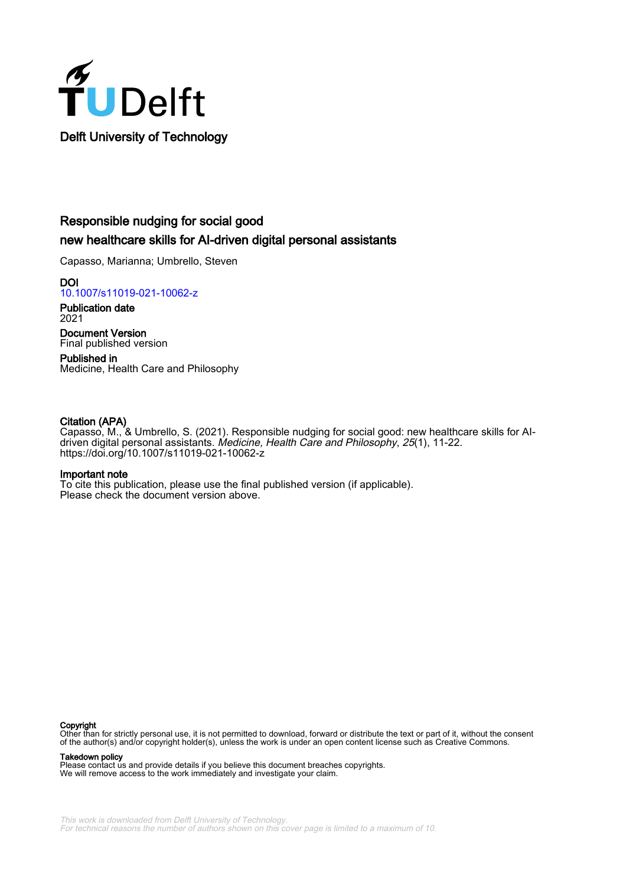Delft University of Technology

# Responsible nudging for social good

## new healthcare skills for AI-driven digital personal assistants

Capasso, Marianna; Umbrello, Steven

**DOI**
10.1007/s11019-021-10062-z

**Publication date**
2021

**Document Version**
Final published version

**Published in**
Medicine, Health Care and Philosophy

**Citation (APA)**
Capasso, M., & Umbrello, S. (2021). Responsible nudging for social good: new healthcare skills for AI-driven digital personal assistants. *Medicine, Health Care and Philosophy*, *25*(1), 11-22. https://doi.org/10.1007/s11019-021-10062-z

**Important note**
To cite this publication, please use the final published version (if applicable). Please check the document version above.

**Copyright**
Other than for strictly personal use, it is not permitted to download, forward or distribute the text or part of it, without the consent of the author(s) and/or copyright holder(s), unless the work is under an open content license such as Creative Commons.

**Takedown policy**
Please contact us and provide details if you believe this document breaches copyrights. We will remove access to the work immediately and investigate your claim.

*This work is downloaded from Delft University of Technology. For technical reasons the number of authors shown on this cover page is limited to a maximum of 10.*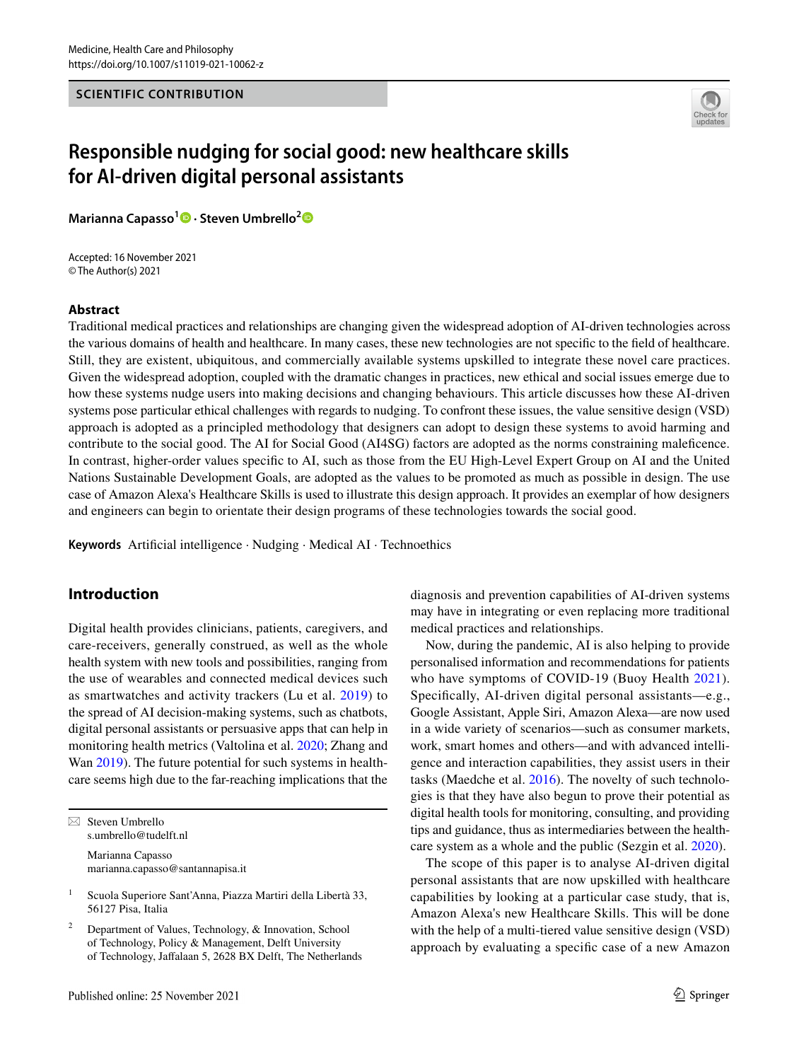SCIENTIFIC CONTRIBUTION

# Responsible nudging for social good: new healthcare skills for AI-driven digital personal assistants

**Marianna Capasso[1] · Steven Umbrello[2]**

Accepted: 16 November 2021
© The Author(s) 2021

## Abstract

Traditional medical practices and relationships are changing given the widespread adoption of AI-driven technologies across the various domains of health and healthcare. In many cases, these new technologies are not specific to the field of healthcare. Still, they are existent, ubiquitous, and commercially available systems upskilled to integrate these novel care practices. Given the widespread adoption, coupled with the dramatic changes in practices, new ethical and social issues emerge due to how these systems nudge users into making decisions and changing behaviours. This article discusses how these AI-driven systems pose particular ethical challenges with regards to nudging. To confront these issues, the value sensitive design (VSD) approach is adopted as a principled methodology that designers can adopt to design these systems to avoid harming and contribute to the social good. The AI for Social Good (AI4SG) factors are adopted as the norms constraining maleficence. In contrast, higher-order values specific to AI, such as those from the EU High-Level Expert Group on AI and the United Nations Sustainable Development Goals, are adopted as the values to be promoted as much as possible in design. The use case of Amazon Alexa's Healthcare Skills is used to illustrate this design approach. It provides an exemplar of how designers and engineers can begin to orientate their design programs of these technologies towards the social good.

**Keywords** Artificial intelligence · Nudging · Medical AI · Technoethics

## Introduction

Digital health provides clinicians, patients, caregivers, and care-receivers, generally construed, as well as the whole health system with new tools and possibilities, ranging from the use of wearables and connected medical devices such as smartwatches and activity trackers (Lu et al. 2019) to the spread of AI decision-making systems, such as chatbots, digital personal assistants or persuasive apps that can help in monitoring health metrics (Valtolina et al. 2020; Zhang and Wan 2019). The future potential for such systems in healthcare seems high due to the far-reaching implications that the diagnosis and prevention capabilities of AI-driven systems may have in integrating or even replacing more traditional medical practices and relationships.

Now, during the pandemic, AI is also helping to provide personalised information and recommendations for patients who have symptoms of COVID-19 (Buoy Health 2021). Specifically, AI-driven digital personal assistants—e.g., Google Assistant, Apple Siri, Amazon Alexa—are now used in a wide variety of scenarios—such as consumer markets, work, smart homes and others—and with advanced intelligence and interaction capabilities, they assist users in their tasks (Maedche et al. 2016). The novelty of such technologies is that they have also begun to prove their potential as digital health tools for monitoring, consulting, and providing tips and guidance, thus as intermediaries between the healthcare system as a whole and the public (Sezgin et al. 2020).

The scope of this paper is to analyse AI-driven digital personal assistants that are now upskilled with healthcare capabilities by looking at a particular case study, that is, Amazon Alexa's new Healthcare Skills. This will be done with the help of a multi-tiered value sensitive design (VSD) approach by evaluating a specific case of a new Amazon

---

✉ Steven Umbrello
s.umbrello@tudelft.nl

Marianna Capasso
marianna.capasso@santannapisa.it

[1] Scuola Superiore Sant'Anna, Piazza Martiri della Libertà 33, 56127 Pisa, Italia

[2] Department of Values, Technology, & Innovation, School of Technology, Policy & Management, Delft University of Technology, Jaffalaan 5, 2628 BX Delft, The Netherlands

Published online: 25 November 2021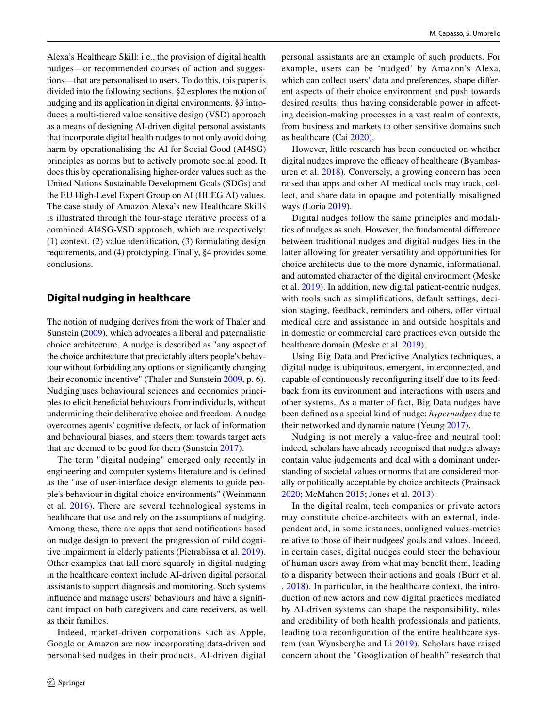Alexa's Healthcare Skill: i.e., the provision of digital health nudges—or recommended courses of action and suggestions—that are personalised to users. To do this, this paper is divided into the following sections. §2 explores the notion of nudging and its application in digital environments. §3 introduces a multi-tiered value sensitive design (VSD) approach as a means of designing AI-driven digital personal assistants that incorporate digital health nudges to not only avoid doing harm by operationalising the AI for Social Good (AI4SG) principles as norms but to actively promote social good. It does this by operationalising higher-order values such as the United Nations Sustainable Development Goals (SDGs) and the EU High-Level Expert Group on AI (HLEG AI) values. The case study of Amazon Alexa's new Healthcare Skills is illustrated through the four-stage iterative process of a combined AI4SG-VSD approach, which are respectively: (1) context, (2) value identification, (3) formulating design requirements, and (4) prototyping. Finally, §4 provides some conclusions.

## Digital nudging in healthcare

The notion of nudging derives from the work of Thaler and Sunstein (2009), which advocates a liberal and paternalistic choice architecture. A nudge is described as "any aspect of the choice architecture that predictably alters people's behaviour without forbidding any options or significantly changing their economic incentive" (Thaler and Sunstein 2009, p. 6). Nudging uses behavioural sciences and economics principles to elicit beneficial behaviours from individuals, without undermining their deliberative choice and freedom. A nudge overcomes agents' cognitive defects, or lack of information and behavioural biases, and steers them towards target acts that are deemed to be good for them (Sunstein 2017).

The term "digital nudging" emerged only recently in engineering and computer systems literature and is defined as the "use of user-interface design elements to guide people's behaviour in digital choice environments" (Weinmann et al. 2016). There are several technological systems in healthcare that use and rely on the assumptions of nudging. Among these, there are apps that send notifications based on nudge design to prevent the progression of mild cognitive impairment in elderly patients (Pietrabissa et al. 2019). Other examples that fall more squarely in digital nudging in the healthcare context include AI-driven digital personal assistants to support diagnosis and monitoring. Such systems influence and manage users' behaviours and have a significant impact on both caregivers and care receivers, as well as their families.

Indeed, market-driven corporations such as Apple, Google or Amazon are now incorporating data-driven and personalised nudges in their products. AI-driven digital personal assistants are an example of such products. For example, users can be 'nudged' by Amazon's Alexa, which can collect users' data and preferences, shape different aspects of their choice environment and push towards desired results, thus having considerable power in affecting decision-making processes in a vast realm of contexts, from business and markets to other sensitive domains such as healthcare (Cai 2020).

However, little research has been conducted on whether digital nudges improve the efficacy of healthcare (Byambasuren et al. 2018). Conversely, a growing concern has been raised that apps and other AI medical tools may track, collect, and share data in opaque and potentially misaligned ways (Loria 2019).

Digital nudges follow the same principles and modalities of nudges as such. However, the fundamental difference between traditional nudges and digital nudges lies in the latter allowing for greater versatility and opportunities for choice architects due to the more dynamic, informational, and automated character of the digital environment (Meske et al. 2019). In addition, new digital patient-centric nudges, with tools such as simplifications, default settings, decision staging, feedback, reminders and others, offer virtual medical care and assistance in and outside hospitals and in domestic or commercial care practices even outside the healthcare domain (Meske et al. 2019).

Using Big Data and Predictive Analytics techniques, a digital nudge is ubiquitous, emergent, interconnected, and capable of continuously reconfiguring itself due to its feedback from its environment and interactions with users and other systems. As a matter of fact, Big Data nudges have been defined as a special kind of nudge: *hypernudges* due to their networked and dynamic nature (Yeung 2017).

Nudging is not merely a value-free and neutral tool: indeed, scholars have already recognised that nudges always contain value judgements and deal with a dominant understanding of societal values or norms that are considered morally or politically acceptable by choice architects (Prainsack 2020; McMahon 2015; Jones et al. 2013).

In the digital realm, tech companies or private actors may constitute choice-architects with an external, independent and, in some instances, unaligned values-metrics relative to those of their nudgees' goals and values. Indeed, in certain cases, digital nudges could steer the behaviour of human users away from what may benefit them, leading to a disparity between their actions and goals (Burr et al., 2018). In particular, in the healthcare context, the introduction of new actors and new digital practices mediated by AI-driven systems can shape the responsibility, roles and credibility of both health professionals and patients, leading to a reconfiguration of the entire healthcare system (van Wynsberghe and Li 2019). Scholars have raised concern about the "Googlization of health" research that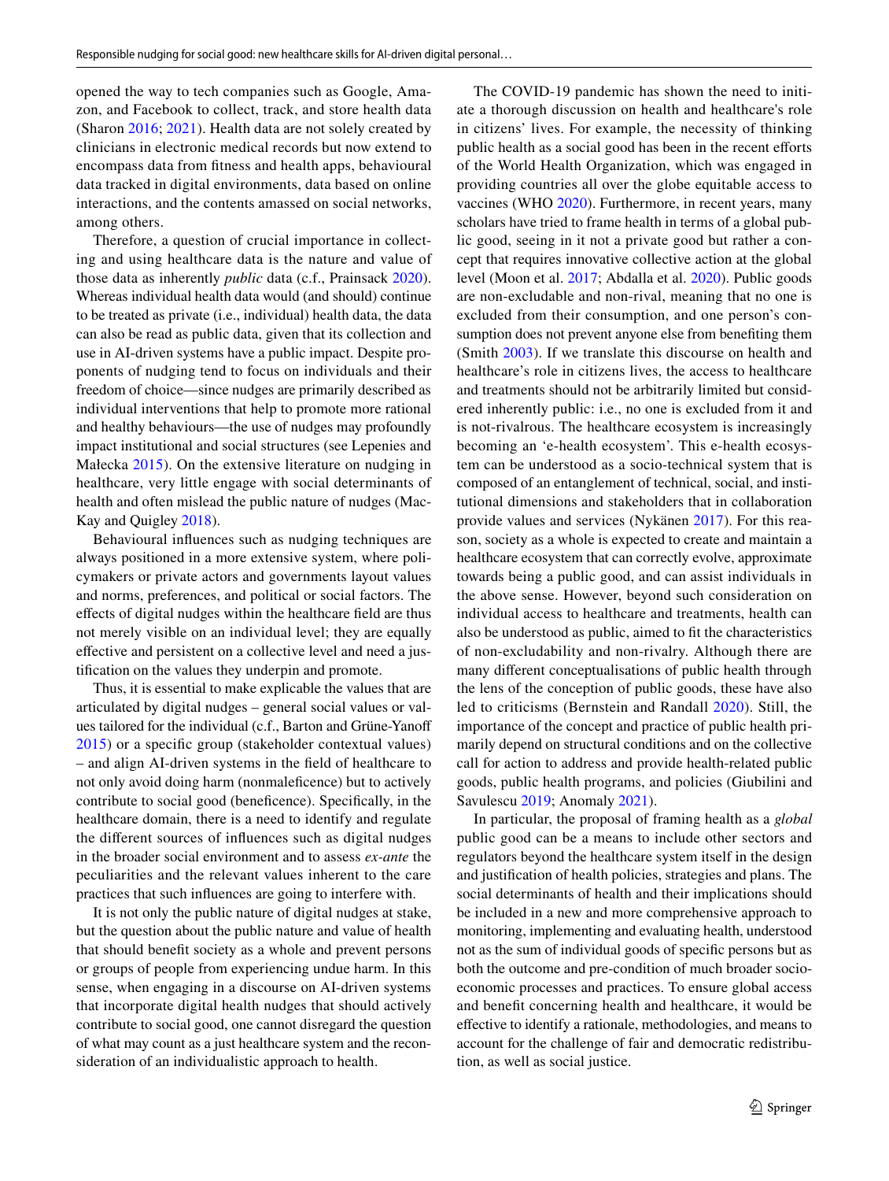opened the way to tech companies such as Google, Amazon, and Facebook to collect, track, and store health data (Sharon 2016; 2021). Health data are not solely created by clinicians in electronic medical records but now extend to encompass data from fitness and health apps, behavioural data tracked in digital environments, data based on online interactions, and the contents amassed on social networks, among others.

Therefore, a question of crucial importance in collecting and using healthcare data is the nature and value of those data as inherently *public* data (c.f., Prainsack 2020). Whereas individual health data would (and should) continue to be treated as private (i.e., individual) health data, the data can also be read as public data, given that its collection and use in AI-driven systems have a public impact. Despite proponents of nudging tend to focus on individuals and their freedom of choice—since nudges are primarily described as individual interventions that help to promote more rational and healthy behaviours—the use of nudges may profoundly impact institutional and social structures (see Lepenies and Małecka 2015). On the extensive literature on nudging in healthcare, very little engage with social determinants of health and often mislead the public nature of nudges (MacKay and Quigley 2018).

Behavioural influences such as nudging techniques are always positioned in a more extensive system, where policymakers or private actors and governments layout values and norms, preferences, and political or social factors. The effects of digital nudges within the healthcare field are thus not merely visible on an individual level; they are equally effective and persistent on a collective level and need a justification on the values they underpin and promote.

Thus, it is essential to make explicable the values that are articulated by digital nudges – general social values or values tailored for the individual (c.f., Barton and Grüne-Yanoff 2015) or a specific group (stakeholder contextual values) – and align AI-driven systems in the field of healthcare to not only avoid doing harm (nonmaleficence) but to actively contribute to social good (beneficence). Specifically, in the healthcare domain, there is a need to identify and regulate the different sources of influences such as digital nudges in the broader social environment and to assess *ex-ante* the peculiarities and the relevant values inherent to the care practices that such influences are going to interfere with.

It is not only the public nature of digital nudges at stake, but the question about the public nature and value of health that should benefit society as a whole and prevent persons or groups of people from experiencing undue harm. In this sense, when engaging in a discourse on AI-driven systems that incorporate digital health nudges that should actively contribute to social good, one cannot disregard the question of what may count as a just healthcare system and the reconsideration of an individualistic approach to health.

The COVID-19 pandemic has shown the need to initiate a thorough discussion on health and healthcare's role in citizens' lives. For example, the necessity of thinking public health as a social good has been in the recent efforts of the World Health Organization, which was engaged in providing countries all over the globe equitable access to vaccines (WHO 2020). Furthermore, in recent years, many scholars have tried to frame health in terms of a global public good, seeing in it not a private good but rather a concept that requires innovative collective action at the global level (Moon et al. 2017; Abdalla et al. 2020). Public goods are non-excludable and non-rival, meaning that no one is excluded from their consumption, and one person's consumption does not prevent anyone else from benefiting them (Smith 2003). If we translate this discourse on health and healthcare's role in citizens lives, the access to healthcare and treatments should not be arbitrarily limited but considered inherently public: i.e., no one is excluded from it and is not-rivalrous. The healthcare ecosystem is increasingly becoming an 'e-health ecosystem'. This e-health ecosystem can be understood as a socio-technical system that is composed of an entanglement of technical, social, and institutional dimensions and stakeholders that in collaboration provide values and services (Nykänen 2017). For this reason, society as a whole is expected to create and maintain a healthcare ecosystem that can correctly evolve, approximate towards being a public good, and can assist individuals in the above sense. However, beyond such consideration on individual access to healthcare and treatments, health can also be understood as public, aimed to fit the characteristics of non-excludability and non-rivalry. Although there are many different conceptualisations of public health through the lens of the conception of public goods, these have also led to criticisms (Bernstein and Randall 2020). Still, the importance of the concept and practice of public health primarily depend on structural conditions and on the collective call for action to address and provide health-related public goods, public health programs, and policies (Giubilini and Savulescu 2019; Anomaly 2021).

In particular, the proposal of framing health as a *global* public good can be a means to include other sectors and regulators beyond the healthcare system itself in the design and justification of health policies, strategies and plans. The social determinants of health and their implications should be included in a new and more comprehensive approach to monitoring, implementing and evaluating health, understood not as the sum of individual goods of specific persons but as both the outcome and pre-condition of much broader socio-economic processes and practices. To ensure global access and benefit concerning health and healthcare, it would be effective to identify a rationale, methodologies, and means to account for the challenge of fair and democratic redistribution, as well as social justice.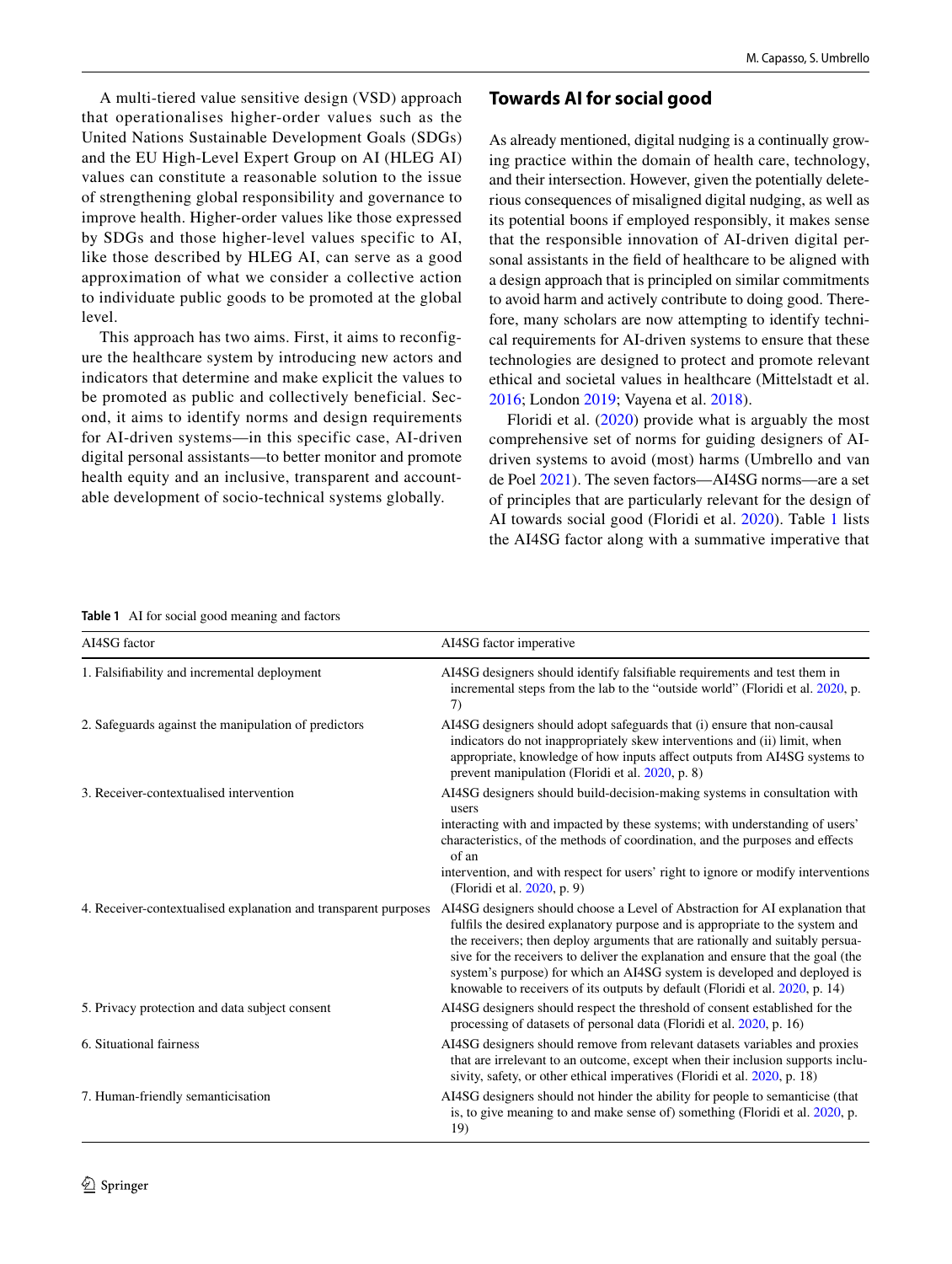A multi-tiered value sensitive design (VSD) approach that operationalises higher-order values such as the United Nations Sustainable Development Goals (SDGs) and the EU High-Level Expert Group on AI (HLEG AI) values can constitute a reasonable solution to the issue of strengthening global responsibility and governance to improve health. Higher-order values like those expressed by SDGs and those higher-level values specific to AI, like those described by HLEG AI, can serve as a good approximation of what we consider a collective action to individuate public goods to be promoted at the global level.

This approach has two aims. First, it aims to reconfigure the healthcare system by introducing new actors and indicators that determine and make explicit the values to be promoted as public and collectively beneficial. Second, it aims to identify norms and design requirements for AI-driven systems—in this specific case, AI-driven digital personal assistants—to better monitor and promote health equity and an inclusive, transparent and accountable development of socio-technical systems globally.

## Towards AI for social good

As already mentioned, digital nudging is a continually growing practice within the domain of health care, technology, and their intersection. However, given the potentially deleterious consequences of misaligned digital nudging, as well as its potential boons if employed responsibly, it makes sense that the responsible innovation of AI-driven digital personal assistants in the field of healthcare to be aligned with a design approach that is principled on similar commitments to avoid harm and actively contribute to doing good. Therefore, many scholars are now attempting to identify technical requirements for AI-driven systems to ensure that these technologies are designed to protect and promote relevant ethical and societal values in healthcare (Mittelstadt et al. 2016; London 2019; Vayena et al. 2018).

Floridi et al. (2020) provide what is arguably the most comprehensive set of norms for guiding designers of AI-driven systems to avoid (most) harms (Umbrello and van de Poel 2021). The seven factors—AI4SG norms—are a set of principles that are particularly relevant for the design of AI towards social good (Floridi et al. 2020). Table 1 lists the AI4SG factor along with a summative imperative that

**Table 1** AI for social good meaning and factors

| AI4SG factor | AI4SG factor imperative |
|---|---|
| 1. Falsifiability and incremental deployment | AI4SG designers should identify falsifiable requirements and test them in incremental steps from the lab to the "outside world" (Floridi et al. 2020, p. 7) |
| 2. Safeguards against the manipulation of predictors | AI4SG designers should adopt safeguards that (i) ensure that non-causal indicators do not inappropriately skew interventions and (ii) limit, when appropriate, knowledge of how inputs affect outputs from AI4SG systems to prevent manipulation (Floridi et al. 2020, p. 8) |
| 3. Receiver-contextualised intervention | AI4SG designers should build-decision-making systems in consultation with users interacting with and impacted by these systems; with understanding of users' characteristics, of the methods of coordination, and the purposes and effects of an intervention, and with respect for users' right to ignore or modify interventions (Floridi et al. 2020, p. 9) |
| 4. Receiver-contextualised explanation and transparent purposes | AI4SG designers should choose a Level of Abstraction for AI explanation that fulfils the desired explanatory purpose and is appropriate to the system and the receivers; then deploy arguments that are rationally and suitably persuasive for the receivers to deliver the explanation and ensure that the goal (the system's purpose) for which an AI4SG system is developed and deployed is knowable to receivers of its outputs by default (Floridi et al. 2020, p. 14) |
| 5. Privacy protection and data subject consent | AI4SG designers should respect the threshold of consent established for the processing of datasets of personal data (Floridi et al. 2020, p. 16) |
| 6. Situational fairness | AI4SG designers should remove from relevant datasets variables and proxies that are irrelevant to an outcome, except when their inclusion supports inclusivity, safety, or other ethical imperatives (Floridi et al. 2020, p. 18) |
| 7. Human-friendly semanticisation | AI4SG designers should not hinder the ability for people to semanticise (that is, to give meaning to and make sense of) something (Floridi et al. 2020, p. 19) |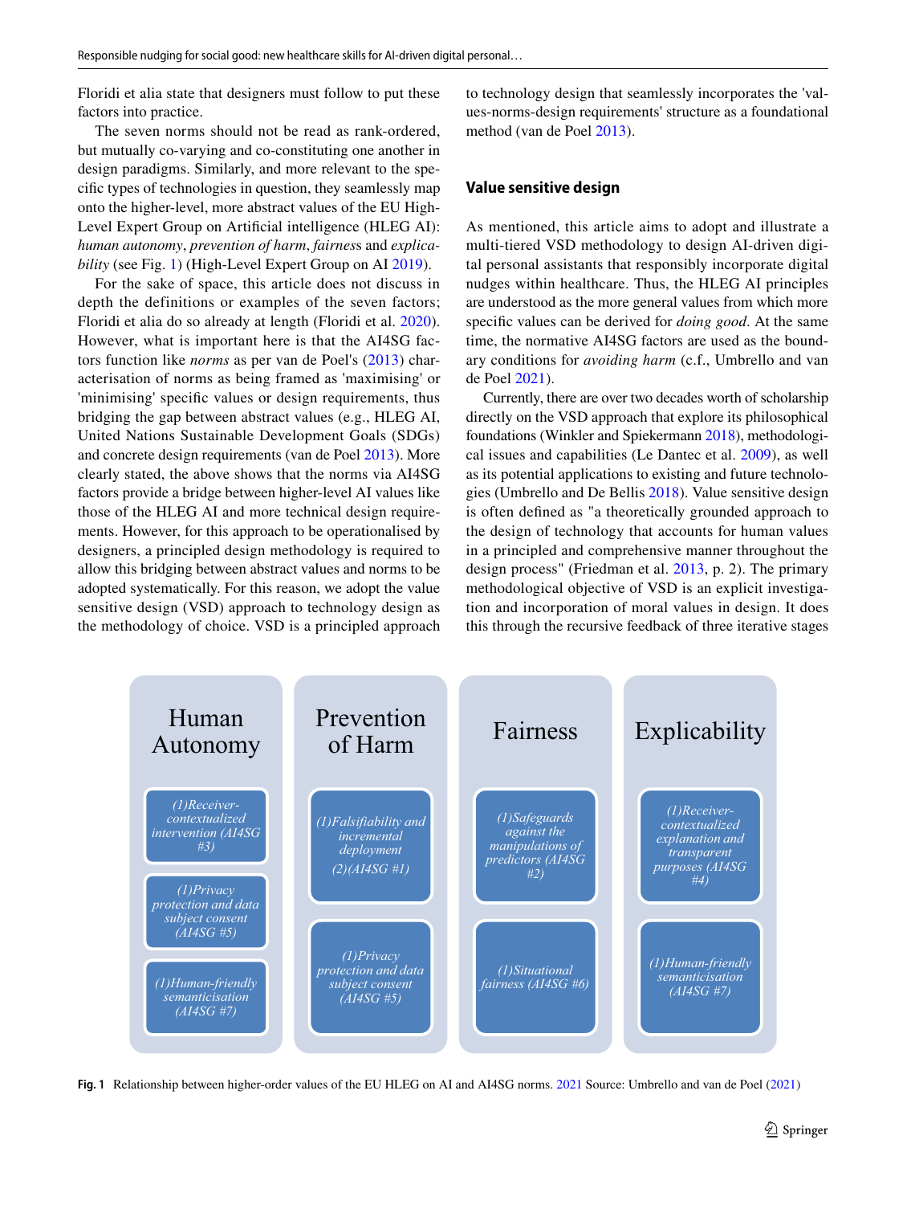Floridi et alia state that designers must follow to put these factors into practice.

The seven norms should not be read as rank-ordered, but mutually co-varying and co-constituting one another in design paradigms. Similarly, and more relevant to the specific types of technologies in question, they seamlessly map onto the higher-level, more abstract values of the EU High-Level Expert Group on Artificial intelligence (HLEG AI): *human autonomy*, *prevention of harm*, *fairness* and *explicability* (see Fig. 1) (High-Level Expert Group on AI 2019).

For the sake of space, this article does not discuss in depth the definitions or examples of the seven factors; Floridi et alia do so already at length (Floridi et al. 2020). However, what is important here is that the AI4SG factors function like *norms* as per van de Poel's (2013) characterisation of norms as being framed as 'maximising' or 'minimising' specific values or design requirements, thus bridging the gap between abstract values (e.g., HLEG AI, United Nations Sustainable Development Goals (SDGs) and concrete design requirements (van de Poel 2013). More clearly stated, the above shows that the norms via AI4SG factors provide a bridge between higher-level AI values like those of the HLEG AI and more technical design requirements. However, for this approach to be operationalised by designers, a principled design methodology is required to allow this bridging between abstract values and norms to be adopted systematically. For this reason, we adopt the value sensitive design (VSD) approach to technology design as the methodology of choice. VSD is a principled approach to technology design that seamlessly incorporates the 'values-norms-design requirements' structure as a foundational method (van de Poel 2013).

## Value sensitive design

As mentioned, this article aims to adopt and illustrate a multi-tiered VSD methodology to design AI-driven digital personal assistants that responsibly incorporate digital nudges within healthcare. Thus, the HLEG AI principles are understood as the more general values from which more specific values can be derived for *doing good*. At the same time, the normative AI4SG factors are used as the boundary conditions for *avoiding harm* (c.f., Umbrello and van de Poel 2021).

Currently, there are over two decades worth of scholarship directly on the VSD approach that explore its philosophical foundations (Winkler and Spiekermann 2018), methodological issues and capabilities (Le Dantec et al. 2009), as well as its potential applications to existing and future technologies (Umbrello and De Bellis 2018). Value sensitive design is often defined as "a theoretically grounded approach to the design of technology that accounts for human values in a principled and comprehensive manner throughout the design process" (Friedman et al. 2013, p. 2). The primary methodological objective of VSD is an explicit investigation and incorporation of moral values in design. It does this through the recursive feedback of three iterative stages

| Human Autonomy | Prevention of Harm | Fairness | Explicability |
|---|---|---|---|
| *(1)Receiver-contextualized intervention (AI4SG #3)* | *(1)Falsifiability and incremental deployment (2)(AI4SG #1)* | *(1)Safeguards against the manipulations of predictors (AI4SG #2)* | *(1)Receiver-contextualized explanation and transparent purposes (AI4SG #4)* |
| *(1)Privacy protection and data subject consent (AI4SG #5)* | *(1)Privacy protection and data subject consent (AI4SG #5)* | *(1)Situational fairness (AI4SG #6)* | *(1)Human-friendly semanticisation (AI4SG #7)* |
| *(1)Human-friendly semanticisation (AI4SG #7)* | | | |

**Fig. 1** Relationship between higher-order values of the EU HLEG on AI and AI4SG norms. 2021 Source: Umbrello and van de Poel (2021)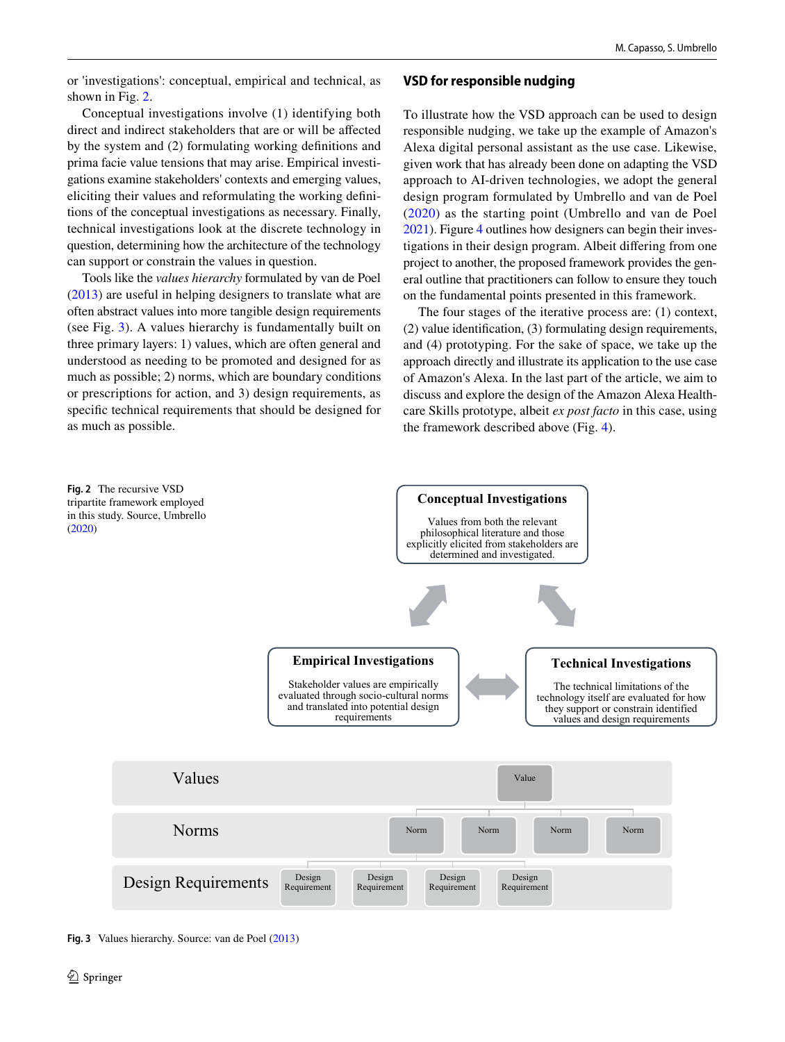or 'investigations': conceptual, empirical and technical, as shown in Fig. 2.

Conceptual investigations involve (1) identifying both direct and indirect stakeholders that are or will be affected by the system and (2) formulating working definitions and prima facie value tensions that may arise. Empirical investigations examine stakeholders' contexts and emerging values, eliciting their values and reformulating the working definitions of the conceptual investigations as necessary. Finally, technical investigations look at the discrete technology in question, determining how the architecture of the technology can support or constrain the values in question.

Tools like the *values hierarchy* formulated by van de Poel (2013) are useful in helping designers to translate what are often abstract values into more tangible design requirements (see Fig. 3). A values hierarchy is fundamentally built on three primary layers: 1) values, which are often general and understood as needing to be promoted and designed for as much as possible; 2) norms, which are boundary conditions or prescriptions for action, and 3) design requirements, as specific technical requirements that should be designed for as much as possible.

## VSD for responsible nudging

To illustrate how the VSD approach can be used to design responsible nudging, we take up the example of Amazon's Alexa digital personal assistant as the use case. Likewise, given work that has already been done on adapting the VSD approach to AI-driven technologies, we adopt the general design program formulated by Umbrello and van de Poel (2020) as the starting point (Umbrello and van de Poel 2021). Figure 4 outlines how designers can begin their investigations in their design program. Albeit differing from one project to another, the proposed framework provides the general outline that practitioners can follow to ensure they touch on the fundamental points presented in this framework.

The four stages of the iterative process are: (1) context, (2) value identification, (3) formulating design requirements, and (4) prototyping. For the sake of space, we take up the approach directly and illustrate its application to the use case of Amazon's Alexa. In the last part of the article, we aim to discuss and explore the design of the Amazon Alexa Healthcare Skills prototype, albeit *ex post facto* in this case, using the framework described above (Fig. 4).

**Conceptual Investigations**

Values from both the relevant philosophical literature and those explicitly elicited from stakeholders are determined and investigated.

**Empirical Investigations**

Stakeholder values are empirically evaluated through socio-cultural norms and translated into potential design requirements

**Technical Investigations**

The technical limitations of the technology itself are evaluated for how they support or constrain identified values and design requirements

**Fig. 2** The recursive VSD tripartite framework employed in this study. Source, Umbrello (2020)

| Values | Value | | | |
|---|---|---|---|---|
| Norms | Norm | Norm | Norm | Norm |
| Design Requirements | Design Requirement | Design Requirement | Design Requirement | Design Requirement |

**Fig. 3** Values hierarchy. Source: van de Poel (2013)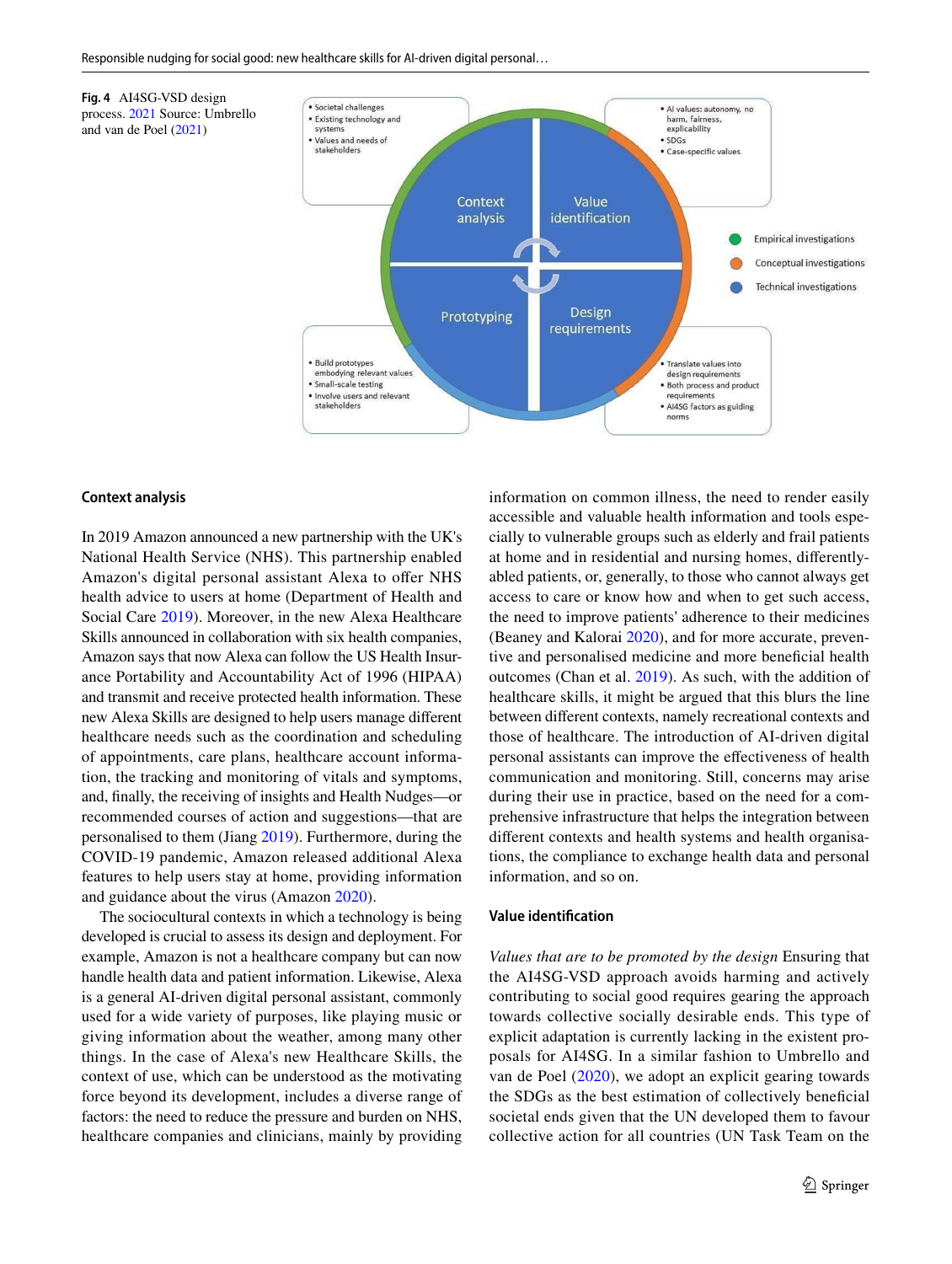**Fig. 4** AI4SG-VSD design process. 2021 Source: Umbrello and van de Poel (2021)

- Societal challenges
- Existing technology and systems
- Values and needs of stakeholders

- AI values: autonomy, no harm, fairness, explicability
- SDGs
- Case-specific values

Context analysis

Value identification

Prototyping

Design requirements

- Empirical investigations
- Conceptual investigations
- Technical investigations

- Build prototypes embodying relevant values
- Small-scale testing
- Involve users and relevant stakeholders

- Translate values into design requirements
- Both process and product requirements
- AI4SG factors as guiding norms

#### Context analysis

In 2019 Amazon announced a new partnership with the UK's National Health Service (NHS). This partnership enabled Amazon's digital personal assistant Alexa to offer NHS health advice to users at home (Department of Health and Social Care 2019). Moreover, in the new Alexa Healthcare Skills announced in collaboration with six health companies, Amazon says that now Alexa can follow the US Health Insurance Portability and Accountability Act of 1996 (HIPAA) and transmit and receive protected health information. These new Alexa Skills are designed to help users manage different healthcare needs such as the coordination and scheduling of appointments, care plans, healthcare account information, the tracking and monitoring of vitals and symptoms, and, finally, the receiving of insights and Health Nudges—or recommended courses of action and suggestions—that are personalised to them (Jiang 2019). Furthermore, during the COVID-19 pandemic, Amazon released additional Alexa features to help users stay at home, providing information and guidance about the virus (Amazon 2020).

The sociocultural contexts in which a technology is being developed is crucial to assess its design and deployment. For example, Amazon is not a healthcare company but can now handle health data and patient information. Likewise, Alexa is a general AI-driven digital personal assistant, commonly used for a wide variety of purposes, like playing music or giving information about the weather, among many other things. In the case of Alexa's new Healthcare Skills, the context of use, which can be understood as the motivating force beyond its development, includes a diverse range of factors: the need to reduce the pressure and burden on NHS, healthcare companies and clinicians, mainly by providing information on common illness, the need to render easily accessible and valuable health information and tools especially to vulnerable groups such as elderly and frail patients at home and in residential and nursing homes, differently-abled patients, or, generally, to those who cannot always get access to care or know how and when to get such access, the need to improve patients' adherence to their medicines (Beaney and Kalorai 2020), and for more accurate, preventive and personalised medicine and more beneficial health outcomes (Chan et al. 2019). As such, with the addition of healthcare skills, it might be argued that this blurs the line between different contexts, namely recreational contexts and those of healthcare. The introduction of AI-driven digital personal assistants can improve the effectiveness of health communication and monitoring. Still, concerns may arise during their use in practice, based on the need for a comprehensive infrastructure that helps the integration between different contexts and health systems and health organisations, the compliance to exchange health data and personal information, and so on.

#### Value identification

*Values that are to be promoted by the design* Ensuring that the AI4SG-VSD approach avoids harming and actively contributing to social good requires gearing the approach towards collective socially desirable ends. This type of explicit adaptation is currently lacking in the existent proposals for AI4SG. In a similar fashion to Umbrello and van de Poel (2020), we adopt an explicit gearing towards the SDGs as the best estimation of collectively beneficial societal ends given that the UN developed them to favour collective action for all countries (UN Task Team on the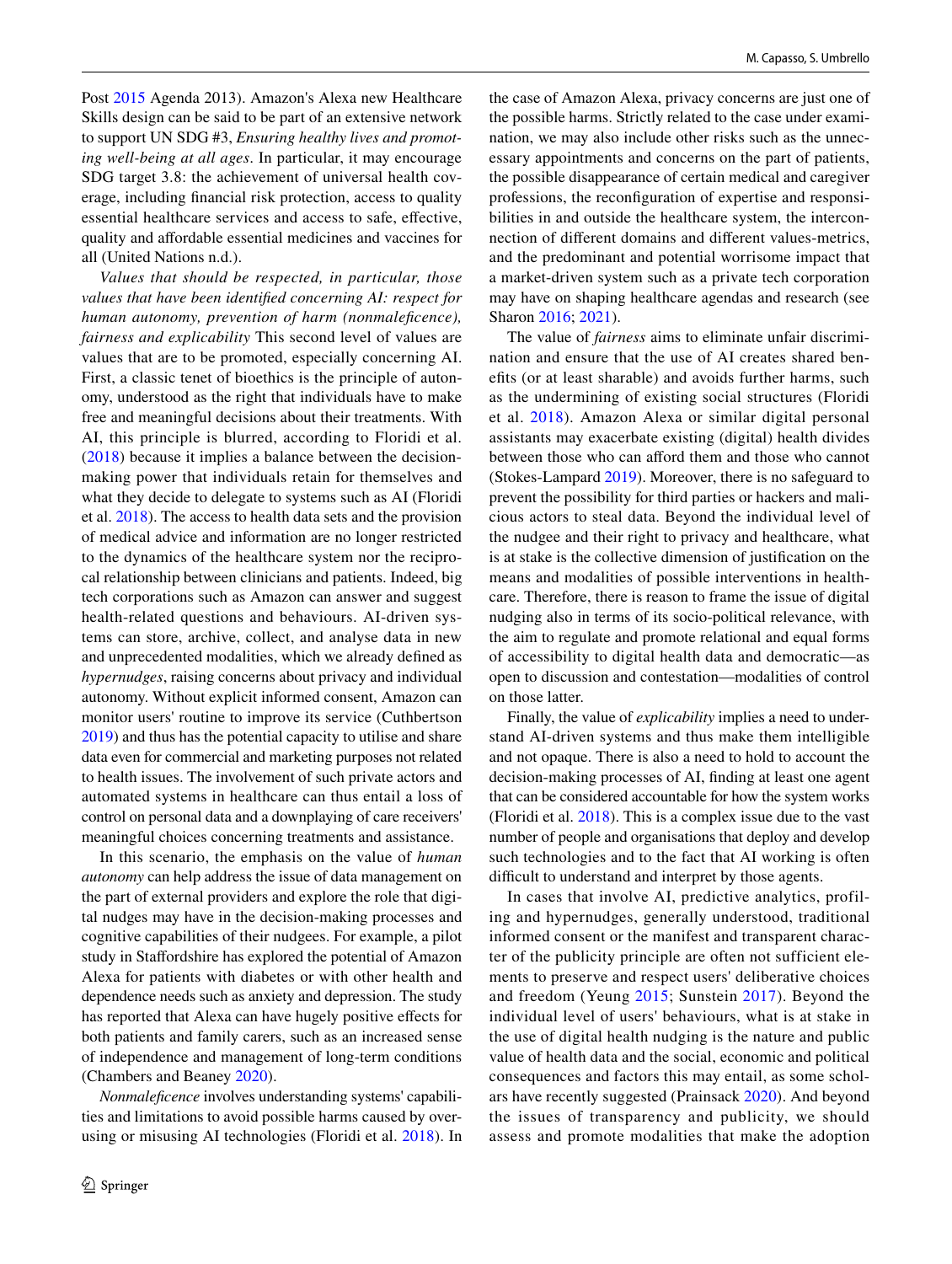Post 2015 Agenda 2013). Amazon's Alexa new Healthcare Skills design can be said to be part of an extensive network to support UN SDG #3, *Ensuring healthy lives and promoting well-being at all ages*. In particular, it may encourage SDG target 3.8: the achievement of universal health coverage, including financial risk protection, access to quality essential healthcare services and access to safe, effective, quality and affordable essential medicines and vaccines for all (United Nations n.d.).

*Values that should be respected, in particular, those values that have been identified concerning AI: respect for human autonomy, prevention of harm (nonmaleficence), fairness and explicability* This second level of values are values that are to be promoted, especially concerning AI. First, a classic tenet of bioethics is the principle of autonomy, understood as the right that individuals have to make free and meaningful decisions about their treatments. With AI, this principle is blurred, according to Floridi et al. (2018) because it implies a balance between the decision-making power that individuals retain for themselves and what they decide to delegate to systems such as AI (Floridi et al. 2018). The access to health data sets and the provision of medical advice and information are no longer restricted to the dynamics of the healthcare system nor the reciprocal relationship between clinicians and patients. Indeed, big tech corporations such as Amazon can answer and suggest health-related questions and behaviours. AI-driven systems can store, archive, collect, and analyse data in new and unprecedented modalities, which we already defined as *hypernudges*, raising concerns about privacy and individual autonomy. Without explicit informed consent, Amazon can monitor users' routine to improve its service (Cuthbertson 2019) and thus has the potential capacity to utilise and share data even for commercial and marketing purposes not related to health issues. The involvement of such private actors and automated systems in healthcare can thus entail a loss of control on personal data and a downplaying of care receivers' meaningful choices concerning treatments and assistance.

In this scenario, the emphasis on the value of *human autonomy* can help address the issue of data management on the part of external providers and explore the role that digital nudges may have in the decision-making processes and cognitive capabilities of their nudgees. For example, a pilot study in Staffordshire has explored the potential of Amazon Alexa for patients with diabetes or with other health and dependence needs such as anxiety and depression. The study has reported that Alexa can have hugely positive effects for both patients and family carers, such as an increased sense of independence and management of long-term conditions (Chambers and Beaney 2020).

*Nonmaleficence* involves understanding systems' capabilities and limitations to avoid possible harms caused by overusing or misusing AI technologies (Floridi et al. 2018). In the case of Amazon Alexa, privacy concerns are just one of the possible harms. Strictly related to the case under examination, we may also include other risks such as the unnecessary appointments and concerns on the part of patients, the possible disappearance of certain medical and caregiver professions, the reconfiguration of expertise and responsibilities in and outside the healthcare system, the interconnection of different domains and different values-metrics, and the predominant and potential worrisome impact that a market-driven system such as a private tech corporation may have on shaping healthcare agendas and research (see Sharon 2016; 2021).

The value of *fairness* aims to eliminate unfair discrimination and ensure that the use of AI creates shared benefits (or at least sharable) and avoids further harms, such as the undermining of existing social structures (Floridi et al. 2018). Amazon Alexa or similar digital personal assistants may exacerbate existing (digital) health divides between those who can afford them and those who cannot (Stokes-Lampard 2019). Moreover, there is no safeguard to prevent the possibility for third parties or hackers and malicious actors to steal data. Beyond the individual level of the nudgee and their right to privacy and healthcare, what is at stake is the collective dimension of justification on the means and modalities of possible interventions in healthcare. Therefore, there is reason to frame the issue of digital nudging also in terms of its socio-political relevance, with the aim to regulate and promote relational and equal forms of accessibility to digital health data and democratic—as open to discussion and contestation—modalities of control on those latter.

Finally, the value of *explicability* implies a need to understand AI-driven systems and thus make them intelligible and not opaque. There is also a need to hold to account the decision-making processes of AI, finding at least one agent that can be considered accountable for how the system works (Floridi et al. 2018). This is a complex issue due to the vast number of people and organisations that deploy and develop such technologies and to the fact that AI working is often difficult to understand and interpret by those agents.

In cases that involve AI, predictive analytics, profiling and hypernudges, generally understood, traditional informed consent or the manifest and transparent character of the publicity principle are often not sufficient elements to preserve and respect users' deliberative choices and freedom (Yeung 2015; Sunstein 2017). Beyond the individual level of users' behaviours, what is at stake in the use of digital health nudging is the nature and public value of health data and the social, economic and political consequences and factors this may entail, as some scholars have recently suggested (Prainsack 2020). And beyond the issues of transparency and publicity, we should assess and promote modalities that make the adoption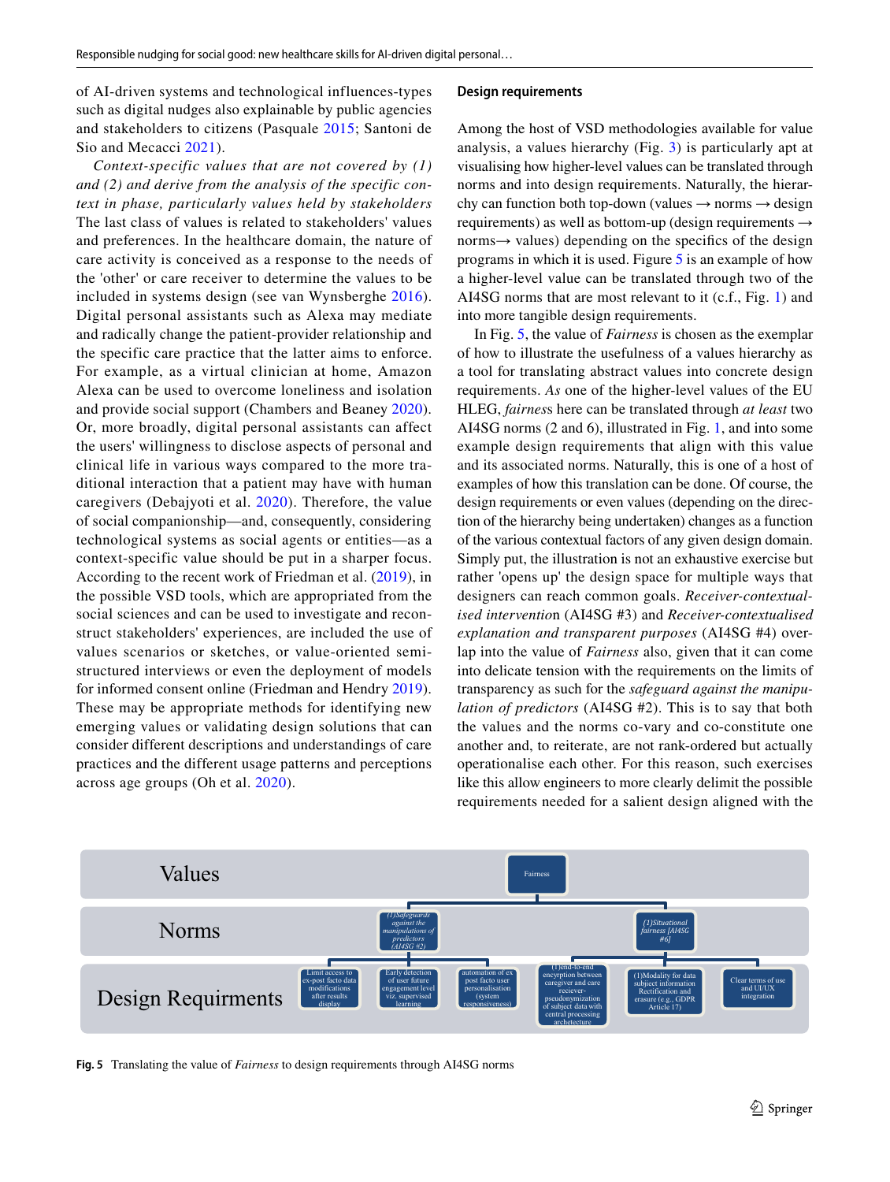of AI-driven systems and technological influences-types such as digital nudges also explainable by public agencies and stakeholders to citizens (Pasquale 2015; Santoni de Sio and Mecacci 2021).

*Context-specific values that are not covered by (1) and (2) and derive from the analysis of the specific context in phase, particularly values held by stakeholders* The last class of values is related to stakeholders' values and preferences. In the healthcare domain, the nature of care activity is conceived as a response to the needs of the 'other' or care receiver to determine the values to be included in systems design (see van Wynsberghe 2016). Digital personal assistants such as Alexa may mediate and radically change the patient-provider relationship and the specific care practice that the latter aims to enforce. For example, as a virtual clinician at home, Amazon Alexa can be used to overcome loneliness and isolation and provide social support (Chambers and Beaney 2020). Or, more broadly, digital personal assistants can affect the users' willingness to disclose aspects of personal and clinical life in various ways compared to the more traditional interaction that a patient may have with human caregivers (Debajyoti et al. 2020). Therefore, the value of social companionship—and, consequently, considering technological systems as social agents or entities—as a context-specific value should be put in a sharper focus. According to the recent work of Friedman et al. (2019), in the possible VSD tools, which are appropriated from the social sciences and can be used to investigate and reconstruct stakeholders' experiences, are included the use of values scenarios or sketches, or value-oriented semi-structured interviews or even the deployment of models for informed consent online (Friedman and Hendry 2019). These may be appropriate methods for identifying new emerging values or validating design solutions that can consider different descriptions and understandings of care practices and the different usage patterns and perceptions across age groups (Oh et al. 2020).

## Design requirements

Among the host of VSD methodologies available for value analysis, a values hierarchy (Fig. 3) is particularly apt at visualising how higher-level values can be translated through norms and into design requirements. Naturally, the hierarchy can function both top-down (values → norms → design requirements) as well as bottom-up (design requirements → norms→ values) depending on the specifics of the design programs in which it is used. Figure 5 is an example of how a higher-level value can be translated through two of the AI4SG norms that are most relevant to it (c.f., Fig. 1) and into more tangible design requirements.

In Fig. 5, the value of *Fairness* is chosen as the exemplar of how to illustrate the usefulness of a values hierarchy as a tool for translating abstract values into concrete design requirements. *As* one of the higher-level values of the EU HLEG, *fairness* here can be translated through *at least* two AI4SG norms (2 and 6), illustrated in Fig. 1, and into some example design requirements that align with this value and its associated norms. Naturally, this is one of a host of examples of how this translation can be done. Of course, the design requirements or even values (depending on the direction of the hierarchy being undertaken) changes as a function of the various contextual factors of any given design domain. Simply put, the illustration is not an exhaustive exercise but rather 'opens up' the design space for multiple ways that designers can reach common goals. *Receiver-contextualised intervention* (AI4SG #3) and *Receiver-contextualised explanation and transparent purposes* (AI4SG #4) overlap into the value of *Fairness* also, given that it can come into delicate tension with the requirements on the limits of transparency as such for the *safeguard against the manipulation of predictors* (AI4SG #2). This is to say that both the values and the norms co-vary and co-constitute one another and, to reiterate, are not rank-ordered but actually operationalise each other. For this reason, such exercises like this allow engineers to more clearly delimit the possible requirements needed for a salient design aligned with the

| Level | Items |
|---|---|
| Values | Fairness |
| Norms | *(1)Safeguards against the manipulations of predictors (AI4SG #2)*; *(1)Situational fairness [AI4SG #6]* |
| Design Requirments | Under (AI4SG #2): Limit access to ex-post facto data modifications after results display; Early detection of user future engagement level viz. supervised learning; automation of ex post facto user personalisation (system responsiveness). Under (AI4SG #6): (1)end-to-end encryption between caregiver and care reciever-pseudonymization of subject data with central processing archetecture; (1)Modality for data subject information Rectification and erasure (e.g., GDPR Article 17); Clear terms of use and UI/UX integration |

**Fig. 5** Translating the value of *Fairness* to design requirements through AI4SG norms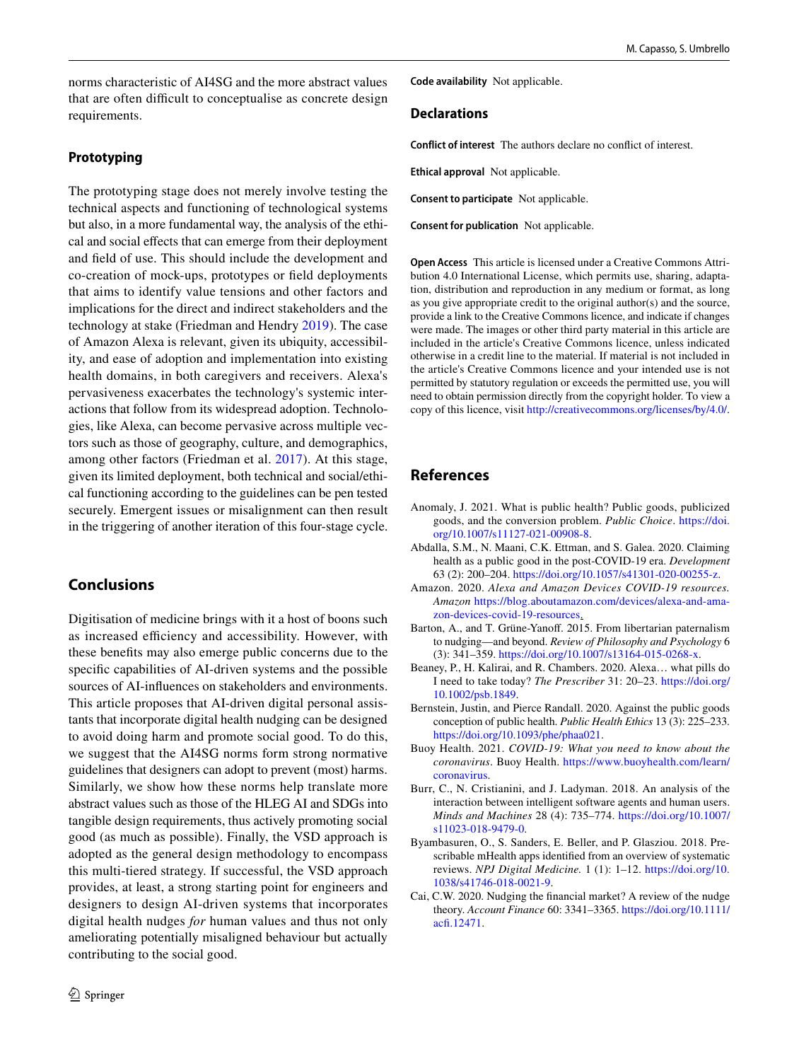norms characteristic of AI4SG and the more abstract values that are often difficult to conceptualise as concrete design requirements.

### Prototyping

The prototyping stage does not merely involve testing the technical aspects and functioning of technological systems but also, in a more fundamental way, the analysis of the ethical and social effects that can emerge from their deployment and field of use. This should include the development and co-creation of mock-ups, prototypes or field deployments that aims to identify value tensions and other factors and implications for the direct and indirect stakeholders and the technology at stake (Friedman and Hendry 2019). The case of Amazon Alexa is relevant, given its ubiquity, accessibility, and ease of adoption and implementation into existing health domains, in both caregivers and receivers. Alexa's pervasiveness exacerbates the technology's systemic interactions that follow from its widespread adoption. Technologies, like Alexa, can become pervasive across multiple vectors such as those of geography, culture, and demographics, among other factors (Friedman et al. 2017). At this stage, given its limited deployment, both technical and social/ethical functioning according to the guidelines can be pen tested securely. Emergent issues or misalignment can then result in the triggering of another iteration of this four-stage cycle.

## Conclusions

Digitisation of medicine brings with it a host of boons such as increased efficiency and accessibility. However, with these benefits may also emerge public concerns due to the specific capabilities of AI-driven systems and the possible sources of AI-influences on stakeholders and environments. This article proposes that AI-driven digital personal assistants that incorporate digital health nudging can be designed to avoid doing harm and promote social good. To do this, we suggest that the AI4SG norms form strong normative guidelines that designers can adopt to prevent (most) harms. Similarly, we show how these norms help translate more abstract values such as those of the HLEG AI and SDGs into tangible design requirements, thus actively promoting social good (as much as possible). Finally, the VSD approach is adopted as the general design methodology to encompass this multi-tiered strategy. If successful, the VSD approach provides, at least, a strong starting point for engineers and designers to design AI-driven systems that incorporates digital health nudges *for* human values and thus not only ameliorating potentially misaligned behaviour but actually contributing to the social good.

**Code availability** Not applicable.

## Declarations

**Conflict of interest** The authors declare no conflict of interest.

**Ethical approval** Not applicable.

**Consent to participate** Not applicable.

**Consent for publication** Not applicable.

**Open Access** This article is licensed under a Creative Commons Attribution 4.0 International License, which permits use, sharing, adaptation, distribution and reproduction in any medium or format, as long as you give appropriate credit to the original author(s) and the source, provide a link to the Creative Commons licence, and indicate if changes were made. The images or other third party material in this article are included in the article's Creative Commons licence, unless indicated otherwise in a credit line to the material. If material is not included in the article's Creative Commons licence and your intended use is not permitted by statutory regulation or exceeds the permitted use, you will need to obtain permission directly from the copyright holder. To view a copy of this licence, visit http://creativecommons.org/licenses/by/4.0/.

## References

Anomaly, J. 2021. What is public health? Public goods, publicized goods, and the conversion problem. *Public Choice*. https://doi.org/10.1007/s11127-021-00908-8.

Abdalla, S.M., N. Maani, C.K. Ettman, and S. Galea. 2020. Claiming health as a public good in the post-COVID-19 era. *Development* 63 (2): 200–204. https://doi.org/10.1057/s41301-020-00255-z.

Amazon. 2020. *Alexa and Amazon Devices COVID-19 resources*. *Amazon* https://blog.aboutamazon.com/devices/alexa-and-amazon-devices-covid-19-resources.

Barton, A., and T. Grüne-Yanoff. 2015. From libertarian paternalism to nudging—and beyond. *Review of Philosophy and Psychology* 6 (3): 341–359. https://doi.org/10.1007/s13164-015-0268-x.

Beaney, P., H. Kalirai, and R. Chambers. 2020. Alexa… what pills do I need to take today? *The Prescriber* 31: 20–23. https://doi.org/10.1002/psb.1849.

Bernstein, Justin, and Pierce Randall. 2020. Against the public goods conception of public health. *Public Health Ethics* 13 (3): 225–233. https://doi.org/10.1093/phe/phaa021.

Buoy Health. 2021. *COVID-19: What you need to know about the coronavirus*. Buoy Health. https://www.buoyhealth.com/learn/coronavirus.

Burr, C., N. Cristianini, and J. Ladyman. 2018. An analysis of the interaction between intelligent software agents and human users. *Minds and Machines* 28 (4): 735–774. https://doi.org/10.1007/s11023-018-9479-0.

Byambasuren, O., S. Sanders, E. Beller, and P. Glasziou. 2018. Prescribable mHealth apps identified from an overview of systematic reviews. *NPJ Digital Medicine.* 1 (1): 1–12. https://doi.org/10.1038/s41746-018-0021-9.

Cai, C.W. 2020. Nudging the financial market? A review of the nudge theory. *Account Finance* 60: 3341–3365. https://doi.org/10.1111/acfi.12471.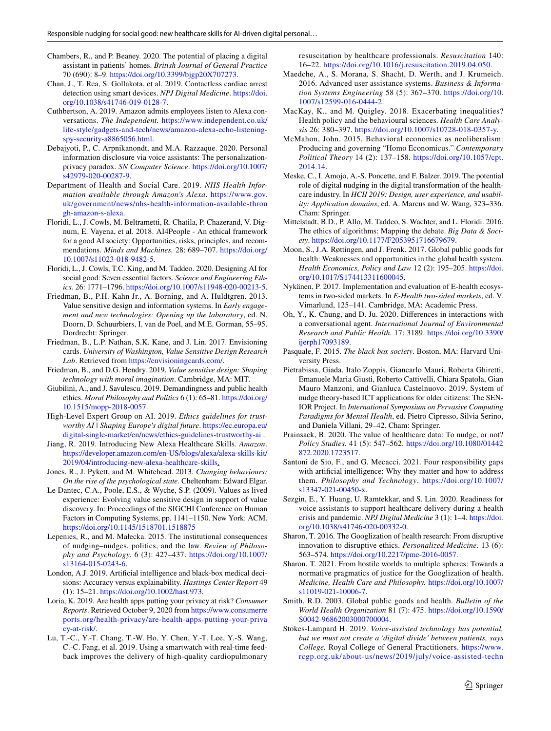Chambers, R., and P. Beaney. 2020. The potential of placing a digital assistant in patients' homes. *British Journal of General Practice* 70 (690): 8–9. https://doi.org/10.3399/bjgp20X707273.

Chan, J., T. Rea, S. Gollakota, et al. 2019. Contactless cardiac arrest detection using smart devices. *NPJ Digital Medicine*. https://doi.org/10.1038/s41746-019-0128-7.

Cuthbertson, A. 2019. Amazon admits employees listen to Alexa conversations. *The Independent*. https://www.independent.co.uk/life-style/gadgets-and-tech/amazon-alexa-echo-listening-spy-security-a8865056.html.

Debajyoti, P., C. Arpnikanondt, and M.A. Razzaque. 2020. Personal information disclosure via voice assistants: The personalization-privacy paradox. *SN Computer Science*. https://doi.org/10.1007/s42979-020-00287-9.

Department of Health and Social Care. 2019. *NHS Health Information available through Amazon's Alexa*. https://www.gov.uk/government/news/nhs-health-information-available-through-amazon-s-alexa.

Floridi, L., J. Cowls, M. Beltrametti, R. Chatila, P. Chazerand, V. Dignum, E. Vayena, et al. 2018. AI4People - An ethical framework for a good AI society: Opportunities, risks, principles, and recommendations. *Minds and Machines*. 28: 689–707. https://doi.org/10.1007/s11023-018-9482-5.

Floridi, L., J. Cowls, T.C. King, and M. Taddeo. 2020. Designing AI for social good: Seven essential factors. *Science and Engineering Ethics*. 26: 1771–1796. https://doi.org/10.1007/s11948-020-00213-5.

Friedman, B., P.H. Kahn Jr., A. Borning, and A. Huldtgren. 2013. Value sensitive design and information systems. In *Early engagement and new technologies: Opening up the laboratory*, ed. N. Doorn, D. Schuurbiers, I. van de Poel, and M.E. Gorman, 55–95. Dordrecht: Springer.

Friedman, B., L.P. Nathan, S.K. Kane, and J. Lin. 2017. Envisioning cards. *University of Washington, Value Sensitive Design Research Lab*. Retrieved from https://envisioningcards.com/.

Friedman, B., and D.G. Hendry. 2019. *Value sensitive design: Shaping technology with moral imagination*. Cambridge, MA: MIT.

Giubilini, A., and J. Savulescu. 2019. Demandingness and public health ethics. *Moral Philosophy and Politics* 6 (1): 65–81. https://doi.org/10.1515/mopp-2018-0057.

High-Level Expert Group on AI. 2019. *Ethics guidelines for trustworthy AI | Shaping Europe's digital future*. https://ec.europa.eu/digital-single-market/en/news/ethics-guidelines-trustworthy-ai .

Jiang, R. 2019. Introducing New Alexa Healthcare Skills. *Amazon*. https://developer.amazon.com/en-US/blogs/alexa/alexa-skills-kit/2019/04/introducing-new-alexa-healthcare-skills.

Jones, R., J. Pykett, and M. Whitehead. 2013. *Changing behaviours: On the rise of the psychological state*. Cheltenham: Edward Elgar.

Le Dantec, C.A., Poole, E.S., & Wyche, S.P. (2009). Values as lived experience: Evolving value sensitive design in support of value discovery. In: Proceedings of the SIGCHI Conference on Human Factors in Computing Systems, pp. 1141–1150. New York: ACM. https://doi.org/10.1145/1518701.1518875

Lepenies, R., and M. Małecka. 2015. The institutional consequences of nudging–nudges, politics, and the law. *Review of Philosophy and Psychology*. 6 (3): 427–437. https://doi.org/10.1007/s13164-015-0243-6.

London, A.J. 2019. Artificial intelligence and black-box medical decisions: Accuracy versus explainability. *Hastings Center Report* 49 (1): 15–21. https://doi.org/10.1002/hast.973.

Loria, K. 2019. Are health apps putting your privacy at risk? *Consumer Reports*. Retrieved October 9, 2020 from https://www.consumerreports.org/health-privacy/are-health-apps-putting-your-privacy-at-risk/.

Lu, T.-C., Y.-T. Chang, T.-W. Ho, Y. Chen, Y.-T. Lee, Y.-S. Wang, C.-C. Fang, et al. 2019. Using a smartwatch with real-time feedback improves the delivery of high-quality cardiopulmonary resuscitation by healthcare professionals. *Resuscitation* 140: 16–22. https://doi.org/10.1016/j.resuscitation.2019.04.050.

Maedche, A., S. Morana, S. Schacht, D. Werth, and J. Krumeich. 2016. Advanced user assistance systems. *Business & Information Systems Engineering* 58 (5): 367–370. https://doi.org/10.1007/s12599-016-0444-2.

MacKay, K., and M. Quigley. 2018. Exacerbating inequalities? Health policy and the behavioural sciences. *Health Care Analysis* 26: 380–397. https://doi.org/10.1007/s10728-018-0357-y.

McMahon, John. 2015. Behavioral economics as neoliberalism: Producing and governing "Homo Economicus." *Contemporary Political Theory* 14 (2): 137–158. https://doi.org/10.1057/cpt.2014.14.

Meske, C., I. Amojo, A.-S. Poncette, and F. Balzer. 2019. The potential role of digital nudging in the digital transformation of the healthcare industry. In *HCII 2019: Design, user experience, and usability: Application domains*, ed. A. Marcus and W. Wang, 323–336. Cham: Springer.

Mittelstadt, B.D., P. Allo, M. Taddeo, S. Wachter, and L. Floridi. 2016. The ethics of algorithms: Mapping the debate. *Big Data & Society*. https://doi.org/10.1177/F2053951716679679.

Moon, S., J.A. Røttingen, and J. Frenk. 2017. Global public goods for health: Weaknesses and opportunities in the global health system. *Health Economics, Policy and Law* 12 (2): 195–205. https://doi.org/10.1017/S1744133116000045.

Nykänen, P. 2017. Implementation and evaluation of E-health ecosystems in two-sided markets. In *E-Health two-sided markets*, ed. V. Vimarlund, 125–141. Cambridge, MA: Academic Press.

Oh, Y., K. Chung, and D. Ju. 2020. Differences in interactions with a conversational agent. *International Journal of Environmental Research and Public Health.* 17: 3189. https://doi.org/10.3390/ijerph17093189.

Pasquale, F. 2015. *The black box society*. Boston, MA: Harvard University Press.

Pietrabissa, Giada, Italo Zoppis, Giancarlo Mauri, Roberta Ghiretti, Emanuele Maria Giusti, Roberto Cattivelli, Chiara Spatola, Gian Mauro Manzoni, and Gianluca Castelnuovo. 2019. System of nudge theory-based ICT applications for older citizens: The SENIOR Project. In *International Symposium on Pervasive Computing Paradigms for Mental Health*, ed. Pietro Cipresso, Silvia Serino, and Daniela Villani, 29–42. Cham: Springer.

Prainsack, B. 2020. The value of healthcare data: To nudge, or not? *Policy Studies*. 41 (5): 547–562. https://doi.org/10.1080/01442872.2020.1723517.

Santoni de Sio, F., and G. Mecacci. 2021. Four responsibility gaps with artificial intelligence: Why they matter and how to address them. *Philosophy and Technology*. https://doi.org/10.1007/s13347-021-00450-x.

Sezgin, E., Y. Huang, U. Ramtekkar, and S. Lin. 2020. Readiness for voice assistants to support healthcare delivery during a health crisis and pandemic. *NPJ Digital Medicine* 3 (1): 1–4. https://doi.org/10.1038/s41746-020-00332-0.

Sharon, T. 2016. The Googlization of health research: From disruptive innovation to disruptive ethics. *Personalized Medicine*. 13 (6): 563–574. https://doi.org/10.2217/pme-2016-0057.

Sharon, T. 2021. From hostile worlds to multiple spheres: Towards a normative pragmatics of justice for the Googlization of health. *Medicine, Health Care and Philosophy.* https://doi.org/10.1007/s11019-021-10006-7.

Smith, R.D. 2003. Global public goods and health. *Bulletin of the World Health Organization* 81 (7): 475. https://doi.org/10.1590/S0042-96862003000700004.

Stokes-Lampard H. 2019. *Voice-assisted technology has potential, but we must not create a 'digital divide' between patients, says College.* Royal College of General Practitioners. https://www.rcgp.org.uk/about-us/news/2019/july/voice-assisted-techn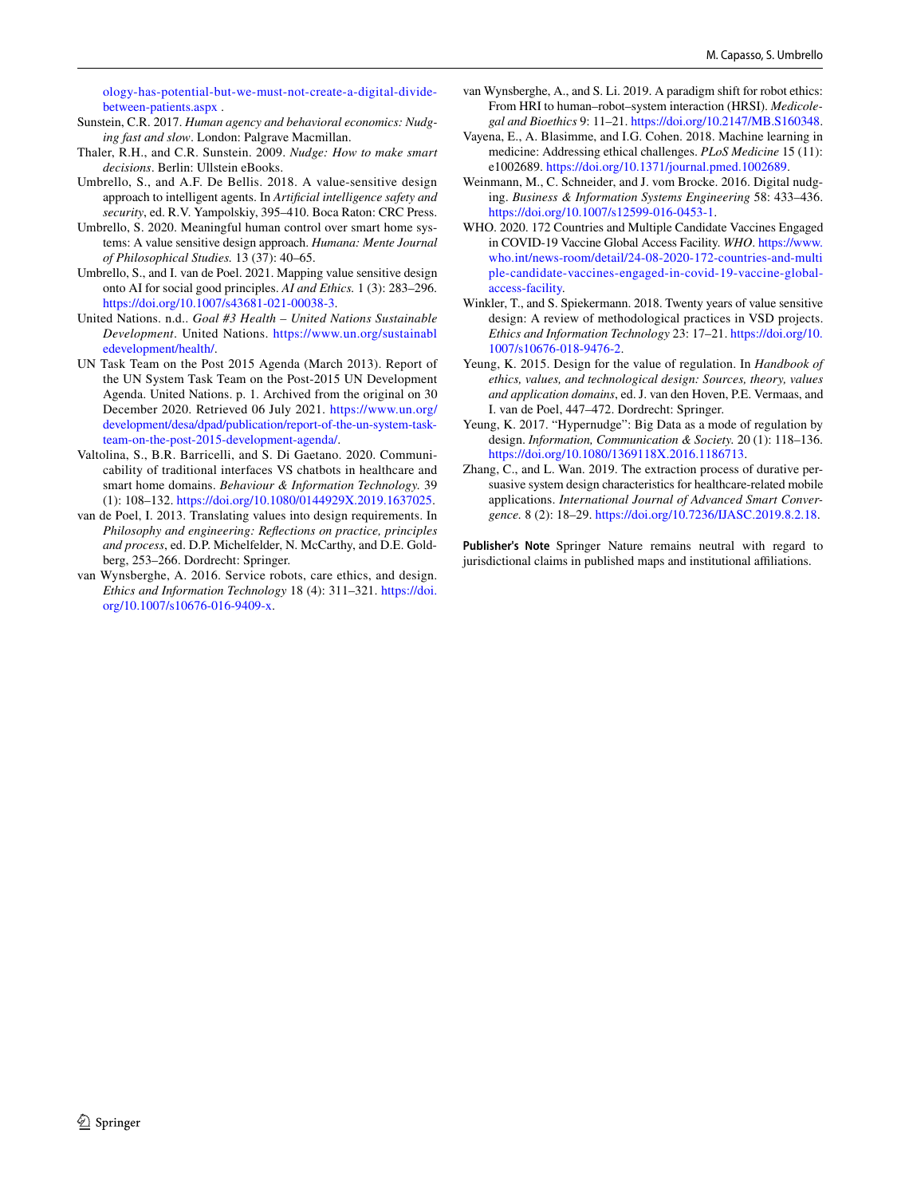ology-has-potential-but-we-must-not-create-a-digital-divide-between-patients.aspx .

Sunstein, C.R. 2017. *Human agency and behavioral economics: Nudging fast and slow*. London: Palgrave Macmillan.

Thaler, R.H., and C.R. Sunstein. 2009. *Nudge: How to make smart decisions*. Berlin: Ullstein eBooks.

Umbrello, S., and A.F. De Bellis. 2018. A value-sensitive design approach to intelligent agents. In *Artificial intelligence safety and security*, ed. R.V. Yampolskiy, 395–410. Boca Raton: CRC Press.

Umbrello, S. 2020. Meaningful human control over smart home systems: A value sensitive design approach. *Humana: Mente Journal of Philosophical Studies.* 13 (37): 40–65.

Umbrello, S., and I. van de Poel. 2021. Mapping value sensitive design onto AI for social good principles. *AI and Ethics.* 1 (3): 283–296. https://doi.org/10.1007/s43681-021-00038-3.

United Nations. n.d.. *Goal #3 Health – United Nations Sustainable Development*. United Nations. https://www.un.org/sustainabledevelopment/health/.

UN Task Team on the Post 2015 Agenda (March 2013). Report of the UN System Task Team on the Post-2015 UN Development Agenda. United Nations. p. 1. Archived from the original on 30 December 2020. Retrieved 06 July 2021. https://www.un.org/development/desa/dpad/publication/report-of-the-un-system-task-team-on-the-post-2015-development-agenda/.

Valtolina, S., B.R. Barricelli, and S. Di Gaetano. 2020. Communicability of traditional interfaces VS chatbots in healthcare and smart home domains. *Behaviour & Information Technology.* 39 (1): 108–132. https://doi.org/10.1080/0144929X.2019.1637025.

van de Poel, I. 2013. Translating values into design requirements. In *Philosophy and engineering: Reflections on practice, principles and process*, ed. D.P. Michelfelder, N. McCarthy, and D.E. Goldberg, 253–266. Dordrecht: Springer.

van Wynsberghe, A. 2016. Service robots, care ethics, and design. *Ethics and Information Technology* 18 (4): 311–321. https://doi.org/10.1007/s10676-016-9409-x.

van Wynsberghe, A., and S. Li. 2019. A paradigm shift for robot ethics: From HRI to human–robot–system interaction (HRSI). *Medicolegal and Bioethics* 9: 11–21. https://doi.org/10.2147/MB.S160348.

Vayena, E., A. Blasimme, and I.G. Cohen. 2018. Machine learning in medicine: Addressing ethical challenges. *PLoS Medicine* 15 (11): e1002689. https://doi.org/10.1371/journal.pmed.1002689.

Weinmann, M., C. Schneider, and J. vom Brocke. 2016. Digital nudging. *Business & Information Systems Engineering* 58: 433–436. https://doi.org/10.1007/s12599-016-0453-1.

WHO. 2020. 172 Countries and Multiple Candidate Vaccines Engaged in COVID-19 Vaccine Global Access Facility. *WHO*. https://www.who.int/news-room/detail/24-08-2020-172-countries-and-multiple-candidate-vaccines-engaged-in-covid-19-vaccine-global-access-facility.

Winkler, T., and S. Spiekermann. 2018. Twenty years of value sensitive design: A review of methodological practices in VSD projects. *Ethics and Information Technology* 23: 17–21. https://doi.org/10.1007/s10676-018-9476-2.

Yeung, K. 2015. Design for the value of regulation. In *Handbook of ethics, values, and technological design: Sources, theory, values and application domains*, ed. J. van den Hoven, P.E. Vermaas, and I. van de Poel, 447–472. Dordrecht: Springer.

Yeung, K. 2017. "Hypernudge": Big Data as a mode of regulation by design. *Information, Communication & Society.* 20 (1): 118–136. https://doi.org/10.1080/1369118X.2016.1186713.

Zhang, C., and L. Wan. 2019. The extraction process of durative persuasive system design characteristics for healthcare-related mobile applications. *International Journal of Advanced Smart Convergence.* 8 (2): 18–29. https://doi.org/10.7236/IJASC.2019.8.2.18.

**Publisher's Note** Springer Nature remains neutral with regard to jurisdictional claims in published maps and institutional affiliations.